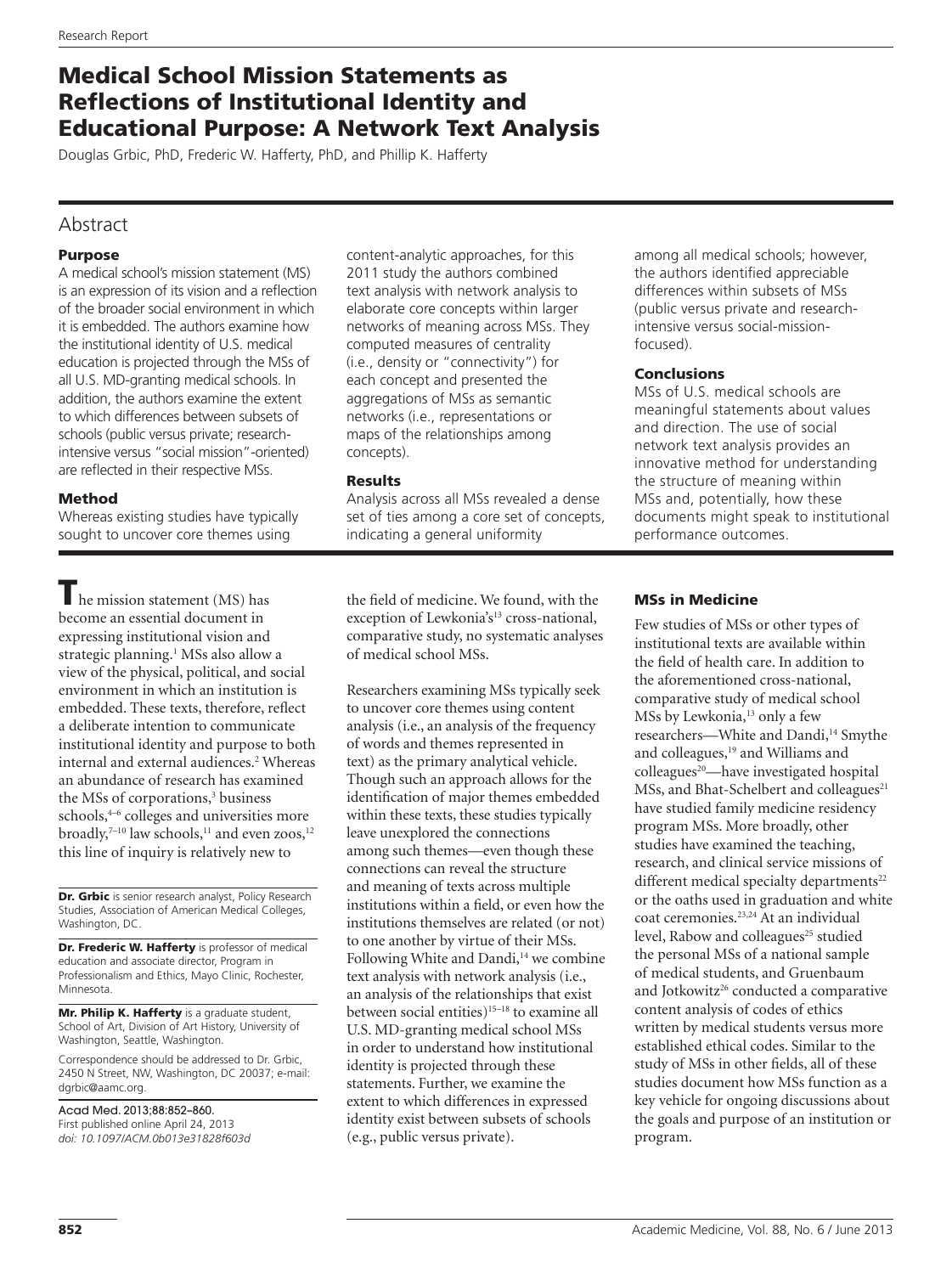# Medical School Mission Statements as Reflections of Institutional Identity and Educational Purpose: A Network Text Analysis

Douglas Grbic, PhD, Frederic W. Hafferty, PhD, and Phillip K. Hafferty

## Abstract

### Purpose

A medical school's mission statement (MS) is an expression of its vision and a reflection of the broader social environment in which it is embedded. The authors examine how the institutional identity of U.S. medical education is projected through the MSs of all U.S. MD-granting medical schools. In addition, the authors examine the extent to which differences between subsets of schools (public versus private; research-intensive versus "social mission"-oriented) are reflected in their respective MSs.

### Method

Whereas existing studies have typically sought to uncover core themes using content-analytic approaches, for this 2011 study the authors combined text analysis with network analysis to elaborate core concepts within larger networks of meaning across MSs. They computed measures of centrality (i.e., density or "connectivity") for each concept and presented the aggregations of MSs as semantic networks (i.e., representations or maps of the relationships among concepts).

### Results

Analysis across all MSs revealed a dense set of ties among a core set of concepts, indicating a general uniformity among all medical schools; however, the authors identified appreciable differences within subsets of MSs (public versus private and research-intensive versus social-mission-focused).

### Conclusions

MSs of U.S. medical schools are meaningful statements about values and direction. The use of social network text analysis provides an innovative method for understanding the structure of meaning within MSs and, potentially, how these documents might speak to institutional performance outcomes.

The mission statement (MS) has become an essential document in expressing institutional vision and strategic planning.[1] MSs also allow a view of the physical, political, and social environment in which an institution is embedded. These texts, therefore, reflect a deliberate intention to communicate institutional identity and purpose to both internal and external audiences.[2] Whereas an abundance of research has examined the MSs of corporations,[3] business schools,[4–6] colleges and universities more broadly,[7–10] law schools,[11] and even zoos,[12] this line of inquiry is relatively new to the field of medicine. We found, with the exception of Lewkonia's[13] cross-national, comparative study, no systematic analyses of medical school MSs.

Researchers examining MSs typically seek to uncover core themes using content analysis (i.e., an analysis of the frequency of words and themes represented in text) as the primary analytical vehicle. Though such an approach allows for the identification of major themes embedded within these texts, these studies typically leave unexplored the connections among such themes—even though these connections can reveal the structure and meaning of texts across multiple institutions within a field, or even how the institutions themselves are related (or not) to one another by virtue of their MSs. Following White and Dandi,[14] we combine text analysis with network analysis (i.e., an analysis of the relationships that exist between social entities)[15–18] to examine all U.S. MD-granting medical school MSs in order to understand how institutional identity is projected through these statements. Further, we examine the extent to which differences in expressed identity exist between subsets of schools (e.g., public versus private).

## MSs in Medicine

Few studies of MSs or other types of institutional texts are available within the field of health care. In addition to the aforementioned cross-national, comparative study of medical school MSs by Lewkonia,[13] only a few researchers—White and Dandi,[14] Smythe and colleagues,[19] and Williams and colleagues[20]—have investigated hospital MSs, and Bhat-Schelbert and colleagues[21] have studied family medicine residency program MSs. More broadly, other studies have examined the teaching, research, and clinical service missions of different medical specialty departments[22] or the oaths used in graduation and white coat ceremonies.[23,24] At an individual level, Rabow and colleagues[25] studied the personal MSs of a national sample of medical students, and Gruenbaum and Jotkowitz[26] conducted a comparative content analysis of codes of ethics written by medical students versus more established ethical codes. Similar to the study of MSs in other fields, all of these studies document how MSs function as a key vehicle for ongoing discussions about the goals and purpose of an institution or program.

---

**Dr. Grbic** is senior research analyst, Policy Research Studies, Association of American Medical Colleges, Washington, DC.

**Dr. Frederic W. Hafferty** is professor of medical education and associate director, Program in Professionalism and Ethics, Mayo Clinic, Rochester, Minnesota.

**Mr. Philip K. Hafferty** is a graduate student, School of Art, Division of Art History, University of Washington, Seattle, Washington.

Correspondence should be addressed to Dr. Grbic, 2450 N Street, NW, Washington, DC 20037; e-mail: dgrbic@aamc.org.

Acad Med. 2013;88:852–860.
First published online April 24, 2013
*doi: 10.1097/ACM.0b013e31828f603d*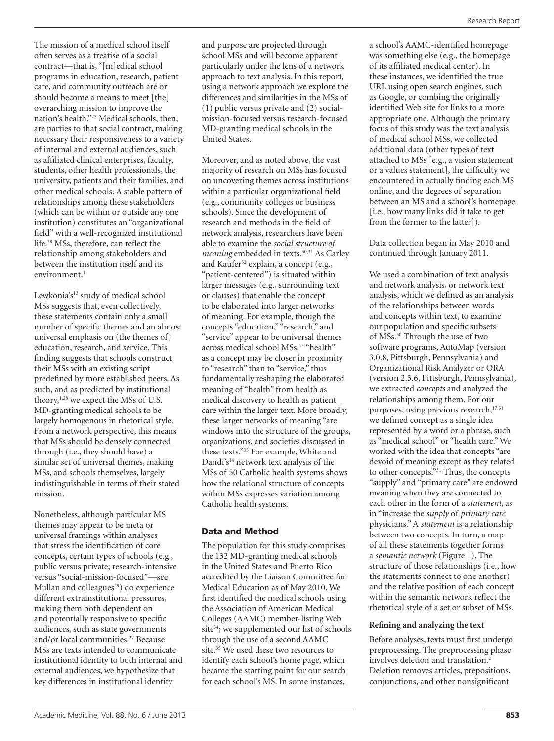The mission of a medical school itself often serves as a treatise of a social contract—that is, "[m]edical school programs in education, research, patient care, and community outreach are or should become a means to meet [the] overarching mission to improve the nation's health."[27] Medical schools, then, are parties to that social contract, making necessary their responsiveness to a variety of internal and external audiences, such as affiliated clinical enterprises, faculty, students, other health professionals, the university, patients and their families, and other medical schools. A stable pattern of relationships among these stakeholders (which can be within or outside any one institution) constitutes an "organizational field" with a well-recognized institutional life.[28] MSs, therefore, can reflect the relationship among stakeholders and between the institution itself and its environment.[1]

Lewkonia's[13] study of medical school MSs suggests that, even collectively, these statements contain only a small number of specific themes and an almost universal emphasis on (the themes of) education, research, and service. This finding suggests that schools construct their MSs with an existing script predefined by more established peers. As such, and as predicted by institutional theory,[1,28] we expect the MSs of U.S. MD-granting medical schools to be largely homogenous in rhetorical style. From a network perspective, this means that MSs should be densely connected through (i.e., they should have) a similar set of universal themes, making MSs, and schools themselves, largely indistinguishable in terms of their stated mission.

Nonetheless, although particular MS themes may appear to be meta or universal framings within analyses that stress the identification of core concepts, certain types of schools (e.g., public versus private; research-intensive versus "social-mission-focused"—see Mullan and colleagues[29]) do experience different extrainstitutional pressures, making them both dependent on and potentially responsive to specific audiences, such as state governments and/or local communities.[27] Because MSs are texts intended to communicate institutional identity to both internal and external audiences, we hypothesize that key differences in institutional identity and purpose are projected through school MSs and will become apparent particularly under the lens of a network approach to text analysis. In this report, using a network approach we explore the differences and similarities in the MSs of (1) public versus private and (2) social-mission-focused versus research-focused MD-granting medical schools in the United States.

Moreover, and as noted above, the vast majority of research on MSs has focused on uncovering themes across institutions within a particular organizational field (e.g., community colleges or business schools). Since the development of research and methods in the field of network analysis, researchers have been able to examine the *social structure of meaning* embedded in texts.[30,31] As Carley and Kaufer[32] explain, a concept (e.g., "patient-centered") is situated within larger messages (e.g., surrounding text or clauses) that enable the concept to be elaborated into larger networks of meaning. For example, though the concepts "education," "research," and "service" appear to be universal themes across medical school MSs,[13] "health" as a concept may be closer in proximity to "research" than to "service," thus fundamentally reshaping the elaborated meaning of "health" from health as medical discovery to health as patient care within the larger text. More broadly, these larger networks of meaning "are windows into the structure of the groups, organizations, and societies discussed in these texts."[33] For example, White and Dandi's[14] network text analysis of the MSs of 50 Catholic health systems shows how the relational structure of concepts within MSs expresses variation among Catholic health systems.

## Data and Method

The population for this study comprises the 132 MD-granting medical schools in the United States and Puerto Rico accredited by the Liaison Committee for Medical Education as of May 2010. We first identified the medical schools using the Association of American Medical Colleges (AAMC) member-listing Web site[34]; we supplemented our list of schools through the use of a second AAMC site.[35] We used these two resources to identify each school's home page, which became the starting point for our search for each school's MS. In some instances, a school's AAMC-identified homepage was something else (e.g., the homepage of its affiliated medical center). In these instances, we identified the true URL using open search engines, such as Google, or combing the originally identified Web site for links to a more appropriate one. Although the primary focus of this study was the text analysis of medical school MSs, we collected additional data (other types of text attached to MSs [e.g., a vision statement or a values statement], the difficulty we encountered in actually finding each MS online, and the degrees of separation between an MS and a school's homepage [i.e., how many links did it take to get from the former to the latter]).

Data collection began in May 2010 and continued through January 2011.

We used a combination of text analysis and network analysis, or network text analysis, which we defined as an analysis of the relationships between words and concepts within text, to examine our population and specific subsets of MSs.[30] Through the use of two software programs, AutoMap (version 3.0.8, Pittsburgh, Pennsylvania) and Organizational Risk Analyzer or ORA (version 2.3.6, Pittsburgh, Pennsylvania), we extracted *concepts* and analyzed the relationships among them. For our purposes, using previous research,[17,31] we defined concept as a single idea represented by a word or a phrase, such as "medical school" or "health care." We worked with the idea that concepts "are devoid of meaning except as they related to other concepts."[31] Thus, the concepts "supply" and "primary care" are endowed meaning when they are connected to each other in the form of a *statement*, as in "increase the *supply* of *primary care* physicians." A *statement* is a relationship between two concepts. In turn, a map of all these statements together forms a *semantic network* (Figure 1). The structure of those relationships (i.e., how the statements connect to one another) and the relative position of each concept within the semantic network reflect the rhetorical style of a set or subset of MSs.

### Refining and analyzing the text

Before analyses, texts must first undergo preprocessing. The preprocessing phase involves deletion and translation.[2] Deletion removes articles, prepositions, conjunctions, and other nonsignificant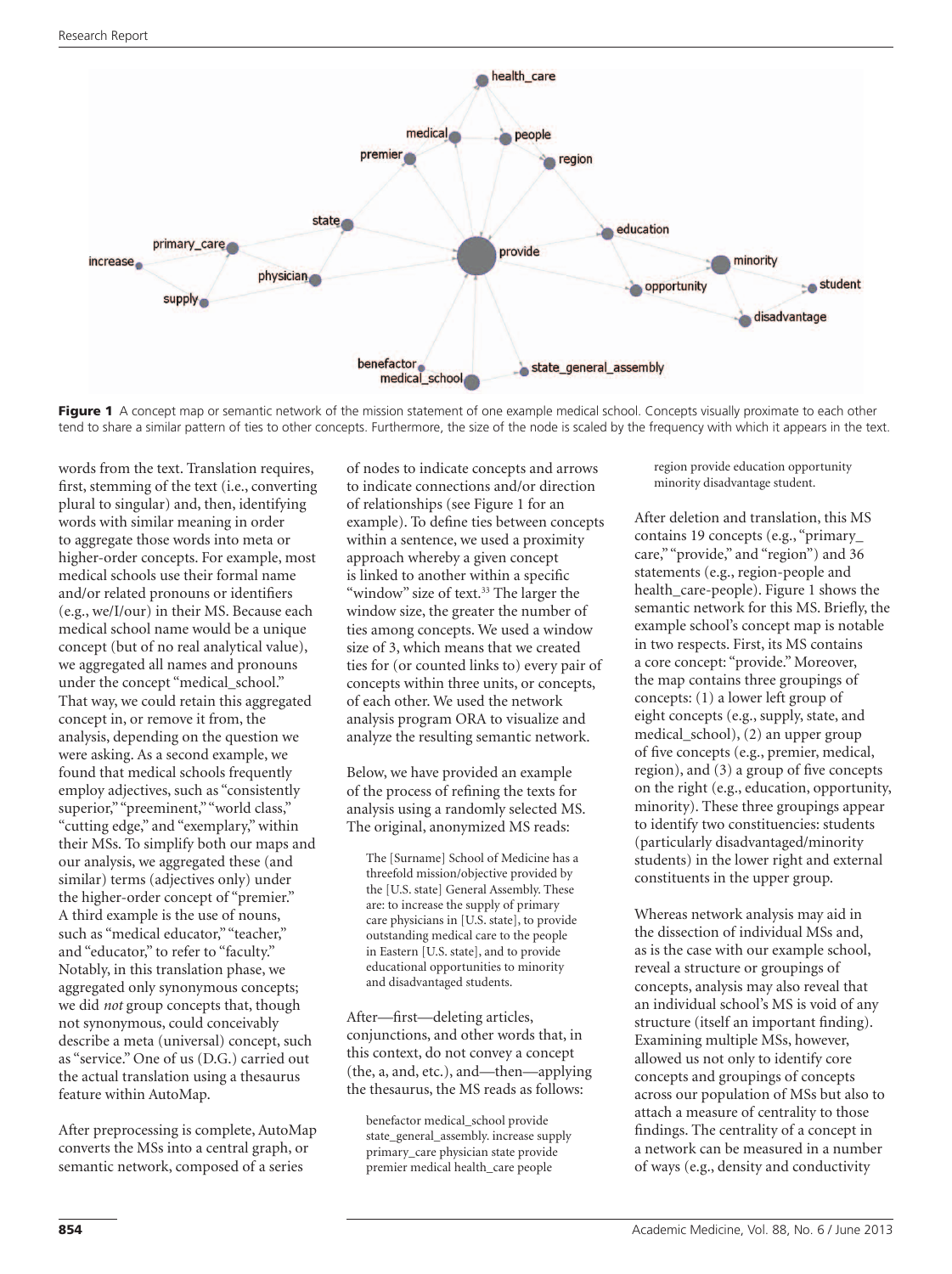**Figure 1** A concept map or semantic network of the mission statement of one example medical school. Concepts visually proximate to each other tend to share a similar pattern of ties to other concepts. Furthermore, the size of the node is scaled by the frequency with which it appears in the text.

words from the text. Translation requires, first, stemming of the text (i.e., converting plural to singular) and, then, identifying words with similar meaning in order to aggregate those words into meta or higher-order concepts. For example, most medical schools use their formal name and/or related pronouns or identifiers (e.g., we/I/our) in their MS. Because each medical school name would be a unique concept (but of no real analytical value), we aggregated all names and pronouns under the concept "medical_school." That way, we could retain this aggregated concept in, or remove it from, the analysis, depending on the question we were asking. As a second example, we found that medical schools frequently employ adjectives, such as "consistently superior," "preeminent," "world class," "cutting edge," and "exemplary," within their MSs. To simplify both our maps and our analysis, we aggregated these (and similar) terms (adjectives only) under the higher-order concept of "premier." A third example is the use of nouns, such as "medical educator," "teacher," and "educator," to refer to "faculty." Notably, in this translation phase, we aggregated only synonymous concepts; we did *not* group concepts that, though not synonymous, could conceivably describe a meta (universal) concept, such as "service." One of us (D.G.) carried out the actual translation using a thesaurus feature within AutoMap.

After preprocessing is complete, AutoMap converts the MSs into a central graph, or semantic network, composed of a series of nodes to indicate concepts and arrows to indicate connections and/or direction of relationships (see Figure 1 for an example). To define ties between concepts within a sentence, we used a proximity approach whereby a given concept is linked to another within a specific "window" size of text.[33] The larger the window size, the greater the number of ties among concepts. We used a window size of 3, which means that we created ties for (or counted links to) every pair of concepts within three units, or concepts, of each other. We used the network analysis program ORA to visualize and analyze the resulting semantic network.

Below, we have provided an example of the process of refining the texts for analysis using a randomly selected MS. The original, anonymized MS reads:

> The [Surname] School of Medicine has a threefold mission/objective provided by the [U.S. state] General Assembly. These are: to increase the supply of primary care physicians in [U.S. state], to provide outstanding medical care to the people in Eastern [U.S. state], and to provide educational opportunities to minority and disadvantaged students.

After—first—deleting articles, conjunctions, and other words that, in this context, do not convey a concept (the, a, and, etc.), and—then—applying the thesaurus, the MS reads as follows:

> benefactor medical_school provide state_general_assembly. increase supply primary_care physician state provide premier medical health_care people region provide education opportunity minority disadvantage student.

After deletion and translation, this MS contains 19 concepts (e.g., "primary_care," "provide," and "region") and 36 statements (e.g., region-people and health_care-people). Figure 1 shows the semantic network for this MS. Briefly, the example school's concept map is notable in two respects. First, its MS contains a core concept: "provide." Moreover, the map contains three groupings of concepts: (1) a lower left group of eight concepts (e.g., supply, state, and medical_school), (2) an upper group of five concepts (e.g., premier, medical, region), and (3) a group of five concepts on the right (e.g., education, opportunity, minority). These three groupings appear to identify two constituencies: students (particularly disadvantaged/minority students) in the lower right and external constituents in the upper group.

Whereas network analysis may aid in the dissection of individual MSs and, as is the case with our example school, reveal a structure or groupings of concepts, analysis may also reveal that an individual school's MS is void of any structure (itself an important finding). Examining multiple MSs, however, allowed us not only to identify core concepts and groupings of concepts across our population of MSs but also to attach a measure of centrality to those findings. The centrality of a concept in a network can be measured in a number of ways (e.g., density and conductivity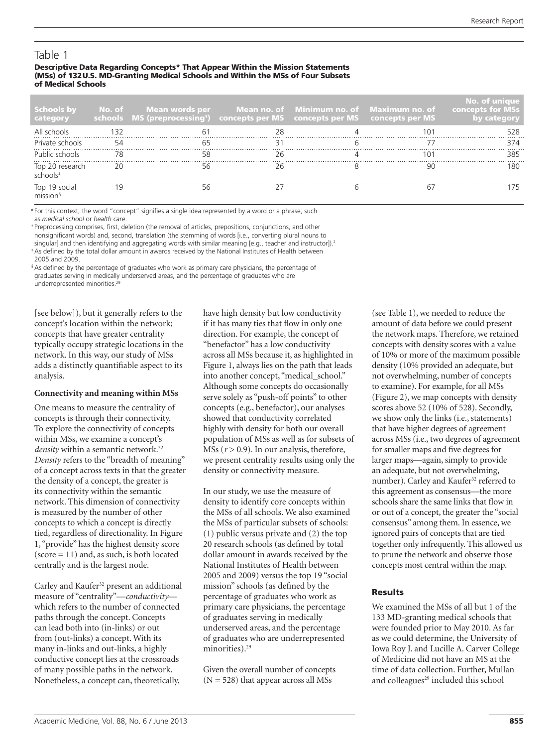## Table 1

**Descriptive Data Regarding Concepts* That Appear Within the Mission Statements (MSs) of 132 U.S. MD-Granting Medical Schools and Within the MSs of Four Subsets of Medical Schools**

| Schools by category | No. of schools | Mean words per MS (preprocessing†) | Mean no. of concepts per MS | Minimum no. of concepts per MS | Maximum no. of concepts per MS | No. of unique concepts for MSs by category |
|---|---|---|---|---|---|---|
| All schools | 132 | 61 | 28 | 4 | 101 | 528 |
| Private schools | 54 | 65 | 31 | 6 | 77 | 374 |
| Public schools | 78 | 58 | 26 | 4 | 101 | 385 |
| Top 20 research schools‡ | 20 | 56 | 26 | 8 | 90 | 180 |
| Top 19 social mission§ | 19 | 56 | 27 | 6 | 67 | 175 |

*For this context, the word "concept" signifies a single idea represented by a word or a phrase, such as *medical school* or *health care*.

† Preprocessing comprises, first, deletion (the removal of articles, prepositions, conjunctions, and other nonsignificant words) and, second, translation (the stemming of words [i.e., converting plural nouns to singular] and then identifying and aggregating words with similar meaning [e.g., teacher and instructor]).[2]

‡ As defined by the total dollar amount in awards received by the National Institutes of Health between 2005 and 2009.

§ As defined by the percentage of graduates who work as primary care physicians, the percentage of graduates serving in medically underserved areas, and the percentage of graduates who are underrepresented minorities.[29]

[see below]), but it generally refers to the concept's location within the network; concepts that have greater centrality typically occupy strategic locations in the network. In this way, our study of MSs adds a distinctly quantifiable aspect to its analysis.

**Connectivity and meaning within MSs**

One means to measure the centrality of concepts is through their connectivity. To explore the connectivity of concepts within MSs, we examine a concept's *density* within a semantic network.[32] *Density* refers to the "breadth of meaning" of a concept across texts in that the greater the density of a concept, the greater is its connectivity within the semantic network. This dimension of connectivity is measured by the number of other concepts to which a concept is directly tied, regardless of directionality. In Figure 1, "provide" has the highest density score (score = 11) and, as such, is both located centrally and is the largest node.

Carley and Kaufer[32] present an additional measure of "centrality"—*conductivity*—which refers to the number of connected paths through the concept. Concepts can lead both into (in-links) or out from (out-links) a concept. With its many in-links and out-links, a highly conductive concept lies at the crossroads of many possible paths in the network. Nonetheless, a concept can, theoretically, have high density but low conductivity if it has many ties that flow in only one direction. For example, the concept of "benefactor" has a low conductivity across all MSs because it, as highlighted in Figure 1, always lies on the path that leads into another concept, "medical_school." Although some concepts do occasionally serve solely as "push-off points" to other concepts (e.g., benefactor), our analyses showed that conductivity correlated highly with density for both our overall population of MSs as well as for subsets of MSs ($r > 0.9$). In our analysis, therefore, we present centrality results using only the density or connectivity measure.

In our study, we use the measure of density to identify core concepts within the MSs of all schools. We also examined the MSs of particular subsets of schools: (1) public versus private and (2) the top 20 research schools (as defined by total dollar amount in awards received by the National Institutes of Health between 2005 and 2009) versus the top 19 "social mission" schools (as defined by the percentage of graduates who work as primary care physicians, the percentage of graduates serving in medically underserved areas, and the percentage of graduates who are underrepresented minorities).[29]

Given the overall number of concepts (N = 528) that appear across all MSs (see Table 1), we needed to reduce the amount of data before we could present the network maps. Therefore, we retained concepts with density scores with a value of 10% or more of the maximum possible density (10% provided an adequate, but not overwhelming, number of concepts to examine). For example, for all MSs (Figure 2), we map concepts with density scores above 52 (10% of 528). Secondly, we show only the links (i.e., statements) that have higher degrees of agreement across MSs (i.e., two degrees of agreement for smaller maps and five degrees for larger maps—again, simply to provide an adequate, but not overwhelming, number). Carley and Kaufer[32] referred to this agreement as consensus—the more schools share the same links that flow in or out of a concept, the greater the "social consensus" among them. In essence, we ignored pairs of concepts that are tied together only infrequently. This allowed us to prune the network and observe those concepts most central within the map.

## Results

We examined the MSs of all but 1 of the 133 MD-granting medical schools that were founded prior to May 2010. As far as we could determine, the University of Iowa Roy J. and Lucille A. Carver College of Medicine did not have an MS at the time of data collection. Further, Mullan and colleagues[29] included this school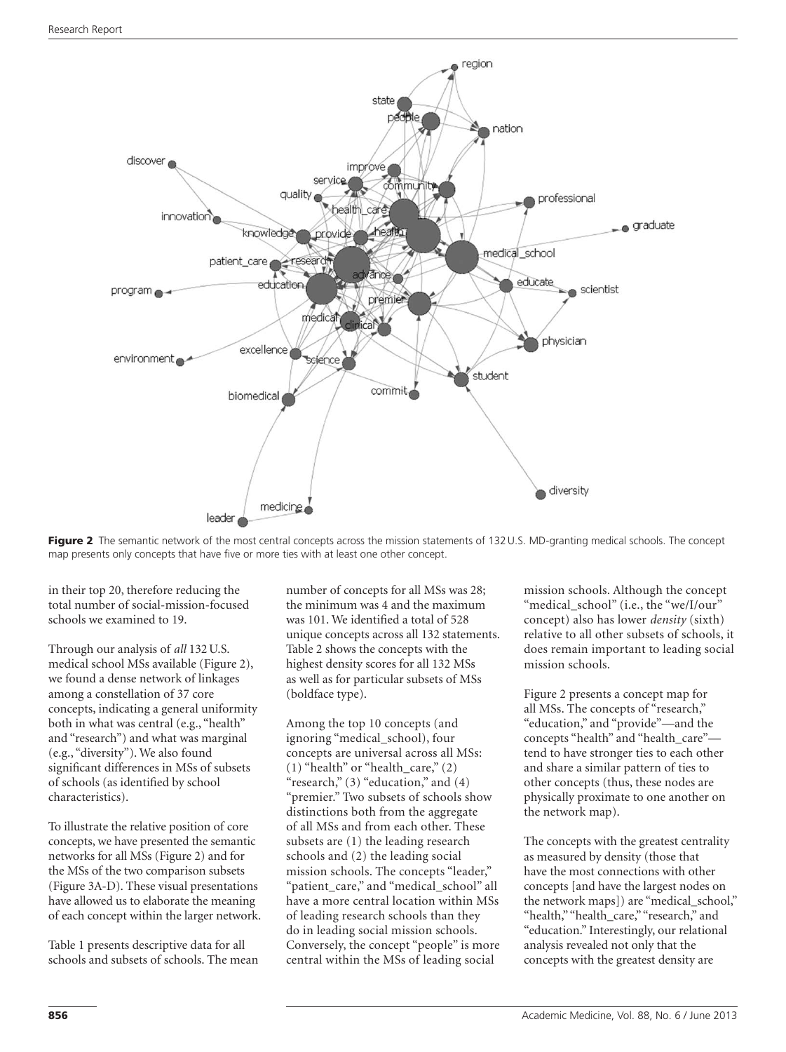**Figure 2** The semantic network of the most central concepts across the mission statements of 132 U.S. MD-granting medical schools. The concept map presents only concepts that have five or more ties with at least one other concept.

in their top 20, therefore reducing the total number of social-mission-focused schools we examined to 19.

Through our analysis of *all* 132 U.S. medical school MSs available (Figure 2), we found a dense network of linkages among a constellation of 37 core concepts, indicating a general uniformity both in what was central (e.g., "health" and "research") and what was marginal (e.g., "diversity"). We also found significant differences in MSs of subsets of schools (as identified by school characteristics).

To illustrate the relative position of core concepts, we have presented the semantic networks for all MSs (Figure 2) and for the MSs of the two comparison subsets (Figure 3A-D). These visual presentations have allowed us to elaborate the meaning of each concept within the larger network.

Table 1 presents descriptive data for all schools and subsets of schools. The mean number of concepts for all MSs was 28; the minimum was 4 and the maximum was 101. We identified a total of 528 unique concepts across all 132 statements. Table 2 shows the concepts with the highest density scores for all 132 MSs as well as for particular subsets of MSs (boldface type).

Among the top 10 concepts (and ignoring "medical_school), four concepts are universal across all MSs: (1) "health" or "health_care," (2) "research," (3) "education," and (4) "premier." Two subsets of schools show distinctions both from the aggregate of all MSs and from each other. These subsets are (1) the leading research schools and (2) the leading social mission schools. The concepts "leader," "patient_care," and "medical_school" all have a more central location within MSs of leading research schools than they do in leading social mission schools. Conversely, the concept "people" is more central within the MSs of leading social mission schools. Although the concept "medical_school" (i.e., the "we/I/our" concept) also has lower *density* (sixth) relative to all other subsets of schools, it does remain important to leading social mission schools.

Figure 2 presents a concept map for all MSs. The concepts of "research," "education," and "provide"—and the concepts "health" and "health_care"—tend to have stronger ties to each other and share a similar pattern of ties to other concepts (thus, these nodes are physically proximate to one another on the network map).

The concepts with the greatest centrality as measured by density (those that have the most connections with other concepts [and have the largest nodes on the network maps]) are "medical_school," "health," "health_care," "research," and "education." Interestingly, our relational analysis revealed not only that the concepts with the greatest density are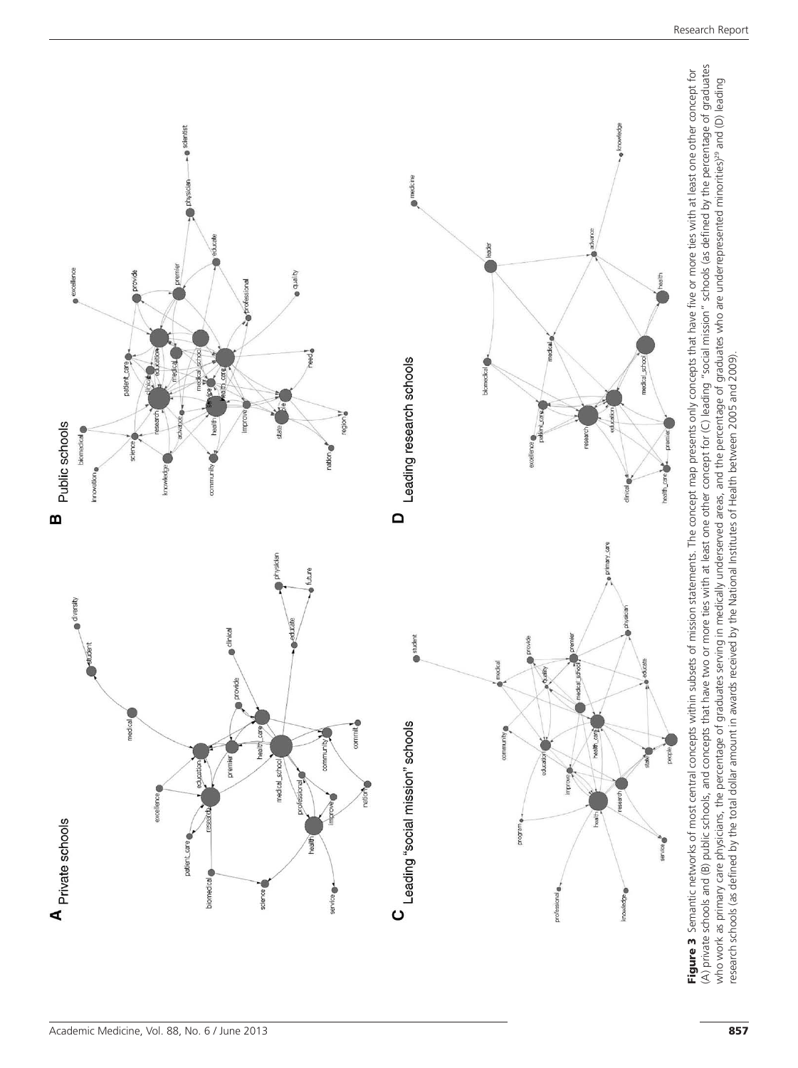**Figure 3** Semantic networks of most central concepts within subsets of mission statements. The concept map presents only concepts that have five or more ties with at least one other concept for (A) private schools and (B) public schools, and concepts that have two or more ties with at least one other concept for (C) leading "social mission" schools (as defined by the percentage of graduates who work as primary care physicians, the percentage of graduates serving in medically underserved areas, and the percentage of graduates who are underrepresented minorities)[29] and (D) leading research schools (as defined by the total dollar amount in awards received by the National Institutes of Health between 2005 and 2009).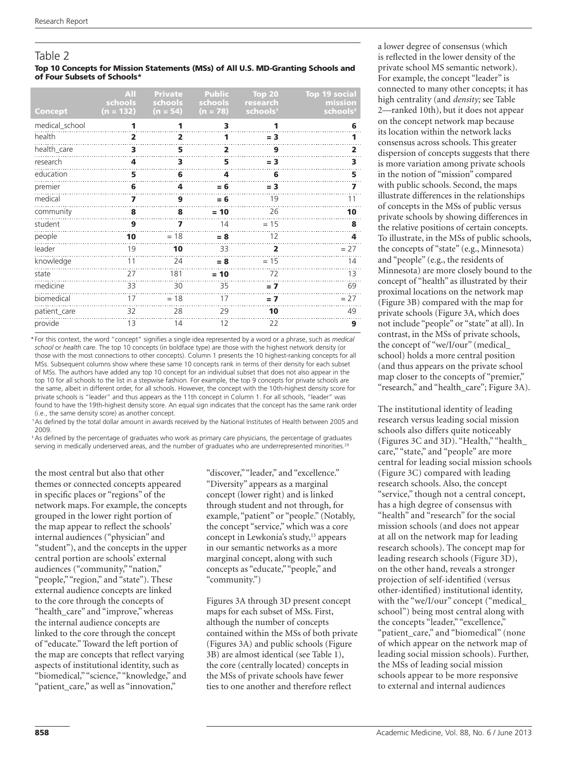## Table 2

**Top 10 Concepts for Mission Statements (MSs) of All U.S. MD-Granting Schools and of Four Subsets of Schools***

| Concept | All schools (n = 132) | Private schools (n = 54) | Public schools (n = 78) | Top 20 research schools† | Top 19 social mission schools‡ |
|---|---|---|---|---|---|
| medical_school | **1** | **1** | **3** | **1** | **6** |
| health | **2** | **2** | **1** | **= 3** | **1** |
| health_care | **3** | **5** | **2** | **9** | **2** |
| research | **4** | **3** | **5** | **= 3** | **3** |
| education | **5** | **6** | **4** | **6** | **5** |
| premier | **6** | **4** | **= 6** | **= 3** | **7** |
| medical | **7** | **9** | **= 6** | 19 | 11 |
| community | **8** | **8** | **= 10** | 26 | **10** |
| student | **9** | **7** | 14 | = 15 | **8** |
| people | **10** | = 18 | **= 8** | 12 | **4** |
| leader | 19 | **10** | 33 | **2** | = 27 |
| knowledge | 11 | 24 | **= 8** | = 15 | 14 |
| state | 27 | 181 | **= 10** | 72 | 13 |
| medicine | 33 | 30 | 35 | **= 7** | 69 |
| biomedical | 17 | = 18 | 17 | **= 7** | = 27 |
| patient_care | 32 | 28 | 29 | **10** | 49 |
| provide | 13 | 14 | 12 | 22 | **9** |

*For this context, the word "concept" signifies a single idea represented by a word or a phrase, such as *medical school* or *health care*. The top 10 concepts (in boldface type) are those with the highest network density (or those with the most connections to other concepts). Column 1 presents the 10 highest-ranking concepts for all MSs. Subsequent columns show where these same 10 concepts rank in terms of their density for each subset of MSs. The authors have added any top 10 concept for an individual subset that does not also appear in the top 10 for all schools to the list in a stepwise fashion. For example, the top 9 concepts for private schools are the same, albeit in different order, for all schools. However, the concept with the 10th-highest density score for private schools is "leader" and thus appears as the 11th concept in Column 1. For all schools, "leader" was found to have the 19th-highest density score. An equal sign indicates that the concept has the same rank order (i.e., the same density score) as another concept.

†As defined by the total dollar amount in awards received by the National Institutes of Health between 2005 and 2009.

‡As defined by the percentage of graduates who work as primary care physicians, the percentage of graduates serving in medically underserved areas, and the number of graduates who are underrepresented minorities.[29]

the most central but also that other themes or connected concepts appeared in specific places or "regions" of the network maps. For example, the concepts grouped in the lower right portion of the map appear to reflect the schools' internal audiences ("physician" and "student"), and the concepts in the upper central portion are schools' external audiences ("community," "nation," "people," "region," and "state"). These external audience concepts are linked to the core through the concepts of "health_care" and "improve," whereas the internal audience concepts are linked to the core through the concept of "educate." Toward the left portion of the map are concepts that reflect varying aspects of institutional identity, such as "biomedical," "science," "knowledge," and "patient_care," as well as "innovation," "discover," "leader," and "excellence." "Diversity" appears as a marginal concept (lower right) and is linked through student and not through, for example, "patient" or "people." (Notably, the concept "service," which was a core concept in Lewkonia's study,[13] appears in our semantic networks as a more marginal concept, along with such concepts as "educate," "people," and "community.")

Figures 3A through 3D present concept maps for each subset of MSs. First, although the number of concepts contained within the MSs of both private (Figures 3A) and public schools (Figure 3B) are almost identical (see Table 1), the core (centrally located) concepts in the MSs of private schools have fewer ties to one another and therefore reflect a lower degree of consensus (which is reflected in the lower density of the private school MS semantic network). For example, the concept "leader" is connected to many other concepts; it has high centrality (and *density;* see Table 2—ranked 10th), but it does not appear on the concept network map because its location within the network lacks consensus across schools. This greater dispersion of concepts suggests that there is more variation among private schools in the notion of "mission" compared with public schools. Second, the maps illustrate differences in the relationships of concepts in the MSs of public versus private schools by showing differences in the relative positions of certain concepts. To illustrate, in the MSs of public schools, the concepts of "state" (e.g., Minnesota) and "people" (e.g., the residents of Minnesota) are more closely bound to the concept of "health" as illustrated by their proximal locations on the network map (Figure 3B) compared with the map for private schools (Figure 3A, which does not include "people" or "state" at all). In contrast, in the MSs of private schools, the concept of "we/I/our" (medical_school) holds a more central position (and thus appears on the private school map closer to the concepts of "premier," "research," and "health_care"; Figure 3A).

The institutional identity of leading research versus leading social mission schools also differs quite noticeably (Figures 3C and 3D). "Health," "health_care," "state," and "people" are more central for leading social mission schools (Figure 3C) compared with leading research schools. Also, the concept "service," though not a central concept, has a high degree of consensus with "health" and "research" for the social mission schools (and does not appear at all on the network map for leading research schools). The concept map for leading research schools (Figure 3D), on the other hand, reveals a stronger projection of self-identified (versus other-identified) institutional identity, with the "we/I/our" concept ("medical_school") being most central along with the concepts "leader," "excellence," "patient_care," and "biomedical" (none of which appear on the network map of leading social mission schools). Further, the MSs of leading social mission schools appear to be more responsive to external and internal audiences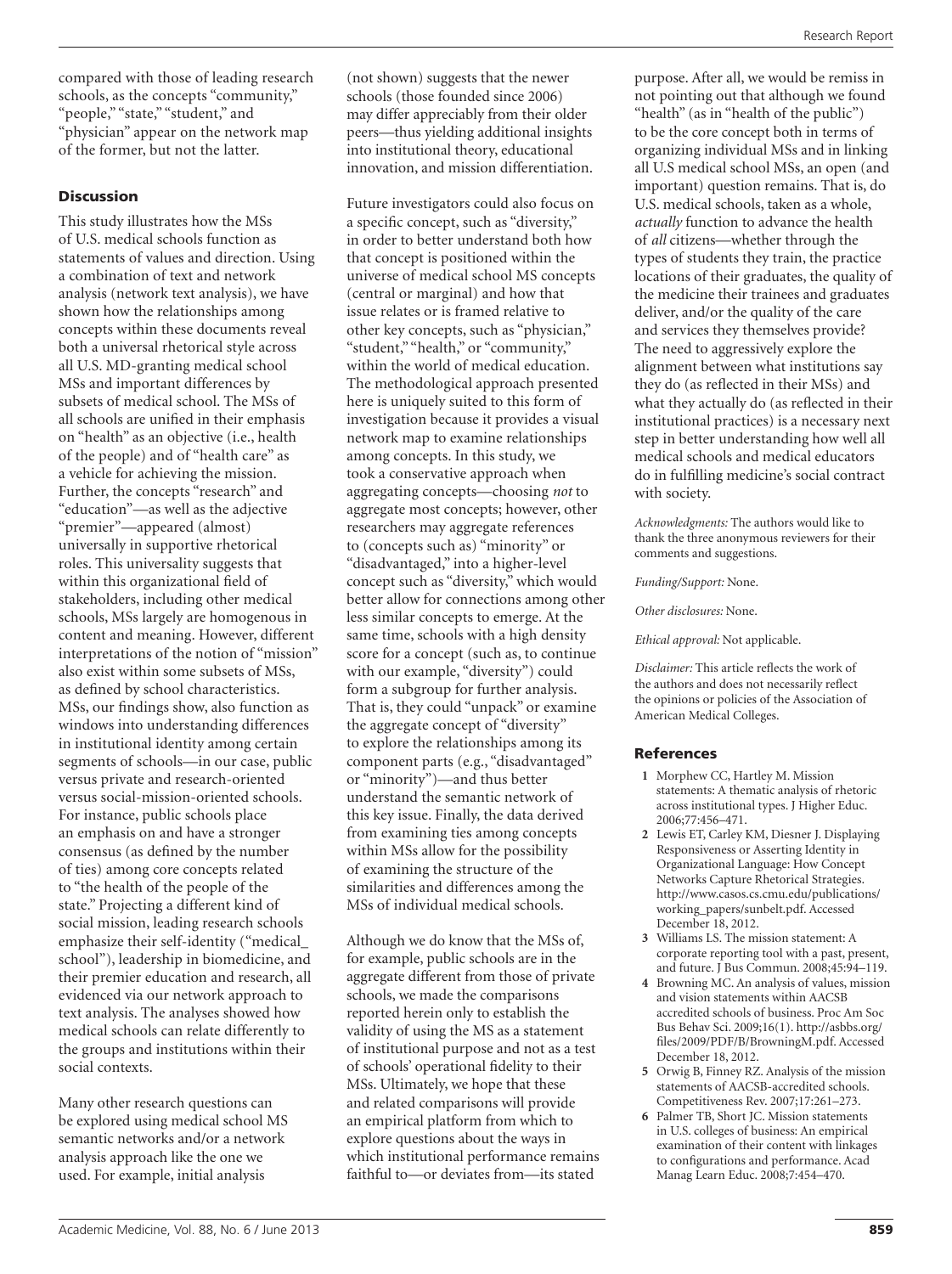compared with those of leading research schools, as the concepts "community," "people," "state," "student," and "physician" appear on the network map of the former, but not the latter.

## Discussion

This study illustrates how the MSs of U.S. medical schools function as statements of values and direction. Using a combination of text and network analysis (network text analysis), we have shown how the relationships among concepts within these documents reveal both a universal rhetorical style across all U.S. MD-granting medical school MSs and important differences by subsets of medical school. The MSs of all schools are unified in their emphasis on "health" as an objective (i.e., health of the people) and of "health care" as a vehicle for achieving the mission. Further, the concepts "research" and "education"—as well as the adjective "premier"—appeared (almost) universally in supportive rhetorical roles. This universality suggests that within this organizational field of stakeholders, including other medical schools, MSs largely are homogenous in content and meaning. However, different interpretations of the notion of "mission" also exist within some subsets of MSs, as defined by school characteristics. MSs, our findings show, also function as windows into understanding differences in institutional identity among certain segments of schools—in our case, public versus private and research-oriented versus social-mission-oriented schools. For instance, public schools place an emphasis on and have a stronger consensus (as defined by the number of ties) among core concepts related to "the health of the people of the state." Projecting a different kind of social mission, leading research schools emphasize their self-identity ("medical_school"), leadership in biomedicine, and their premier education and research, all evidenced via our network approach to text analysis. The analyses showed how medical schools can relate differently to the groups and institutions within their social contexts.

Many other research questions can be explored using medical school MS semantic networks and/or a network analysis approach like the one we used. For example, initial analysis (not shown) suggests that the newer schools (those founded since 2006) may differ appreciably from their older peers—thus yielding additional insights into institutional theory, educational innovation, and mission differentiation.

Future investigators could also focus on a specific concept, such as "diversity," in order to better understand both how that concept is positioned within the universe of medical school MS concepts (central or marginal) and how that issue relates or is framed relative to other key concepts, such as "physician," "student," "health," or "community," within the world of medical education. The methodological approach presented here is uniquely suited to this form of investigation because it provides a visual network map to examine relationships among concepts. In this study, we took a conservative approach when aggregating concepts—choosing *not* to aggregate most concepts; however, other researchers may aggregate references to (concepts such as) "minority" or "disadvantaged," into a higher-level concept such as "diversity," which would better allow for connections among other less similar concepts to emerge. At the same time, schools with a high density score for a concept (such as, to continue with our example, "diversity") could form a subgroup for further analysis. That is, they could "unpack" or examine the aggregate concept of "diversity" to explore the relationships among its component parts (e.g., "disadvantaged" or "minority")—and thus better understand the semantic network of this key issue. Finally, the data derived from examining ties among concepts within MSs allow for the possibility of examining the structure of the similarities and differences among the MSs of individual medical schools.

Although we do know that the MSs of, for example, public schools are in the aggregate different from those of private schools, we made the comparisons reported herein only to establish the validity of using the MS as a statement of institutional purpose and not as a test of schools' operational fidelity to their MSs. Ultimately, we hope that these and related comparisons will provide an empirical platform from which to explore questions about the ways in which institutional performance remains faithful to—or deviates from—its stated purpose. After all, we would be remiss in not pointing out that although we found "health" (as in "health of the public") to be the core concept both in terms of organizing individual MSs and in linking all U.S medical school MSs, an open (and important) question remains. That is, do U.S. medical schools, taken as a whole, *actually* function to advance the health of *all* citizens—whether through the types of students they train, the practice locations of their graduates, the quality of the medicine their trainees and graduates deliver, and/or the quality of the care and services they themselves provide? The need to aggressively explore the alignment between what institutions say they do (as reflected in their MSs) and what they actually do (as reflected in their institutional practices) is a necessary next step in better understanding how well all medical schools and medical educators do in fulfilling medicine's social contract with society.

*Acknowledgments:* The authors would like to thank the three anonymous reviewers for their comments and suggestions.

*Funding/Support:* None.

*Other disclosures:* None.

*Ethical approval:* Not applicable.

*Disclaimer:* This article reflects the work of the authors and does not necessarily reflect the opinions or policies of the Association of American Medical Colleges.

## References

1. Morphew CC, Hartley M. Mission statements: A thematic analysis of rhetoric across institutional types. J Higher Educ. 2006;77:456–471.
2. Lewis ET, Carley KM, Diesner J. Displaying Responsiveness or Asserting Identity in Organizational Language: How Concept Networks Capture Rhetorical Strategies. http://www.casos.cs.cmu.edu/publications/working_papers/sunbelt.pdf. Accessed December 18, 2012.
3. Williams LS. The mission statement: A corporate reporting tool with a past, present, and future. J Bus Commun. 2008;45:94–119.
4. Browning MC. An analysis of values, mission and vision statements within AACSB accredited schools of business. Proc Am Soc Bus Behav Sci. 2009;16(1). http://asbbs.org/files/2009/PDF/B/BrowningM.pdf. Accessed December 18, 2012.
5. Orwig B, Finney RZ. Analysis of the mission statements of AACSB-accredited schools. Competitiveness Rev. 2007;17:261–273.
6. Palmer TB, Short JC. Mission statements in U.S. colleges of business: An empirical examination of their content with linkages to configurations and performance. Acad Manag Learn Educ. 2008;7:454–470.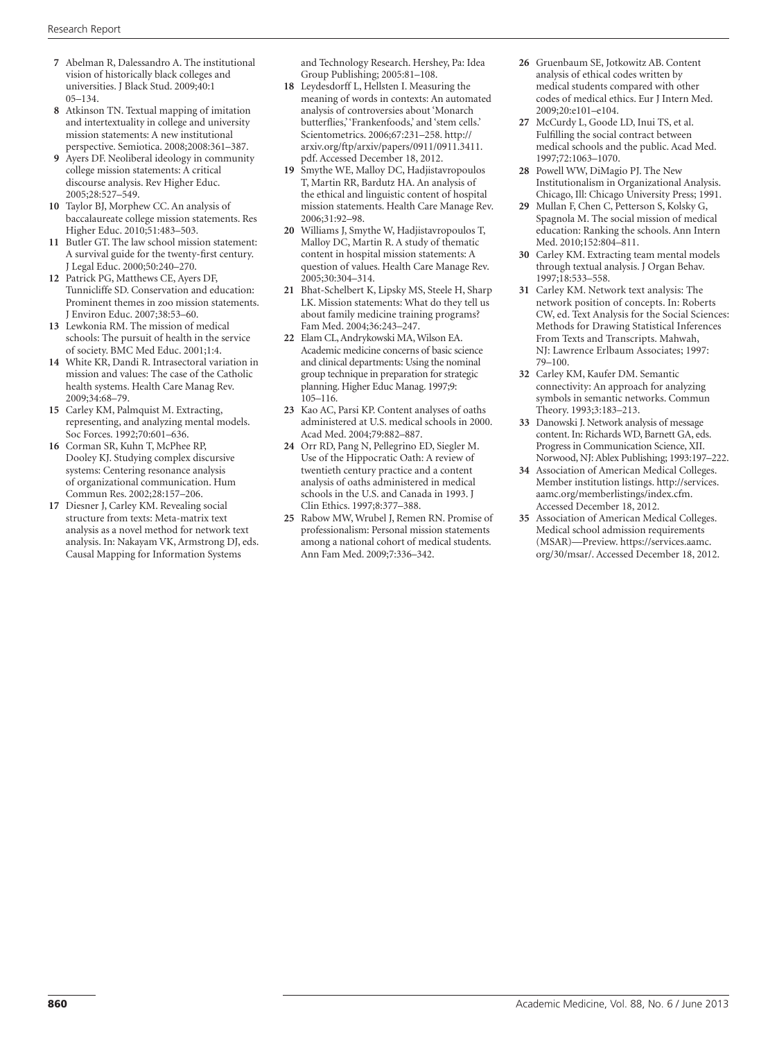7 Abelman R, Dalessandro A. The institutional vision of historically black colleges and universities. J Black Stud. 2009;40:105–134.

8 Atkinson TN. Textual mapping of imitation and intertextuality in college and university mission statements: A new institutional perspective. Semiotica. 2008;2008:361–387.

9 Ayers DF. Neoliberal ideology in community college mission statements: A critical discourse analysis. Rev Higher Educ. 2005;28:527–549.

10 Taylor BJ, Morphew CC. An analysis of baccalaureate college mission statements. Res Higher Educ. 2010;51:483–503.

11 Butler GT. The law school mission statement: A survival guide for the twenty-first century. J Legal Educ. 2000;50:240–270.

12 Patrick PG, Matthews CE, Ayers DF, Tunnicliffe SD. Conservation and education: Prominent themes in zoo mission statements. J Environ Educ. 2007;38:53–60.

13 Lewkonia RM. The mission of medical schools: The pursuit of health in the service of society. BMC Med Educ. 2001;1:4.

14 White KR, Dandi R. Intrasectoral variation in mission and values: The case of the Catholic health systems. Health Care Manag Rev. 2009;34:68–79.

15 Carley KM, Palmquist M. Extracting, representing, and analyzing mental models. Soc Forces. 1992;70:601–636.

16 Corman SR, Kuhn T, McPhee RP, Dooley KJ. Studying complex discursive systems: Centering resonance analysis of organizational communication. Hum Commun Res. 2002;28:157–206.

17 Diesner J, Carley KM. Revealing social structure from texts: Meta-matrix text analysis as a novel method for network text analysis. In: Nakayam VK, Armstrong DJ, eds. Causal Mapping for Information Systems and Technology Research. Hershey, Pa: Idea Group Publishing; 2005:81–108.

18 Leydesdorff L, Hellsten I. Measuring the meaning of words in contexts: An automated analysis of controversies about 'Monarch butterflies,' 'Frankenfoods,' and 'stem cells.' Scientometrics. 2006;67:231–258. http://arxiv.org/ftp/arxiv/papers/0911/0911.3411.pdf. Accessed December 18, 2012.

19 Smythe WE, Malloy DC, Hadjistavropoulos T, Martin RR, Bardutz HA. An analysis of the ethical and linguistic content of hospital mission statements. Health Care Manage Rev. 2006;31:92–98.

20 Williams J, Smythe W, Hadjistavropoulos T, Malloy DC, Martin R. A study of thematic content in hospital mission statements: A question of values. Health Care Manage Rev. 2005;30:304–314.

21 Bhat-Schelbert K, Lipsky MS, Steele H, Sharp LK. Mission statements: What do they tell us about family medicine training programs? Fam Med. 2004;36:243–247.

22 Elam CL, Andrykowski MA, Wilson EA. Academic medicine concerns of basic science and clinical departments: Using the nominal group technique in preparation for strategic planning. Higher Educ Manag. 1997;9:105–116.

23 Kao AC, Parsi KP. Content analyses of oaths administered at U.S. medical schools in 2000. Acad Med. 2004;79:882–887.

24 Orr RD, Pang N, Pellegrino ED, Siegler M. Use of the Hippocratic Oath: A review of twentieth century practice and a content analysis of oaths administered in medical schools in the U.S. and Canada in 1993. J Clin Ethics. 1997;8:377–388.

25 Rabow MW, Wrubel J, Remen RN. Promise of professionalism: Personal mission statements among a national cohort of medical students. Ann Fam Med. 2009;7:336–342.

26 Gruenbaum SE, Jotkowitz AB. Content analysis of ethical codes written by medical students compared with other codes of medical ethics. Eur J Intern Med. 2009;20:e101–e104.

27 McCurdy L, Goode LD, Inui TS, et al. Fulfilling the social contract between medical schools and the public. Acad Med. 1997;72:1063–1070.

28 Powell WW, DiMagio PJ. The New Institutionalism in Organizational Analysis. Chicago, Ill: Chicago University Press; 1991.

29 Mullan F, Chen C, Petterson S, Kolsky G, Spagnola M. The social mission of medical education: Ranking the schools. Ann Intern Med. 2010;152:804–811.

30 Carley KM. Extracting team mental models through textual analysis. J Organ Behav. 1997;18:533–558.

31 Carley KM. Network text analysis: The network position of concepts. In: Roberts CW, ed. Text Analysis for the Social Sciences: Methods for Drawing Statistical Inferences From Texts and Transcripts. Mahwah, NJ: Lawrence Erlbaum Associates; 1997:79–100.

32 Carley KM, Kaufer DM. Semantic connectivity: An approach for analyzing symbols in semantic networks. Commun Theory. 1993;3:183–213.

33 Danowski J. Network analysis of message content. In: Richards WD, Barnett GA, eds. Progress in Communication Science, XII. Norwood, NJ: Ablex Publishing; 1993:197–222.

34 Association of American Medical Colleges. Member institution listings. http://services.aamc.org/memberlistings/index.cfm. Accessed December 18, 2012.

35 Association of American Medical Colleges. Medical school admission requirements (MSAR)—Preview. https://services.aamc.org/30/msar/. Accessed December 18, 2012.